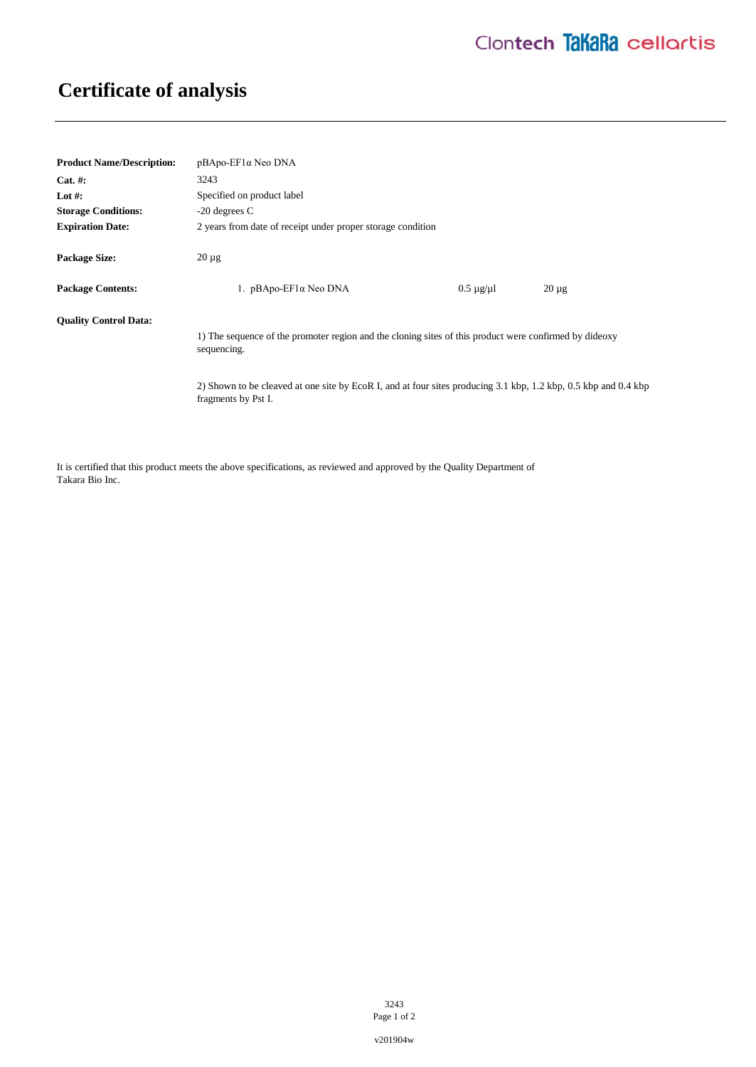# Certificate of analysis

**Product Name/Description:** pBApo-EF1α Neo DNA

**Cat. #:** 3243

**Lot #:** Specified on product label

**Storage Conditions:** -20 degrees C

**Expiration Date:** 2 years from date of receipt under proper storage condition

**Package Size:** 20 µg

**Package Contents:**

| | | |
|---|---|---|
| 1. pBApo-EF1α Neo DNA | 0.5 µg/µl | 20 µg |

**Quality Control Data:**

1) The sequence of the promoter region and the cloning sites of this product were confirmed by dideoxy sequencing.

2) Shown to be cleaved at one site by EcoR I, and at four sites producing 3.1 kbp, 1.2 kbp, 0.5 kbp and 0.4 kbp fragments by Pst I.

It is certified that this product meets the above specifications, as reviewed and approved by the Quality Department of Takara Bio Inc.

v201904w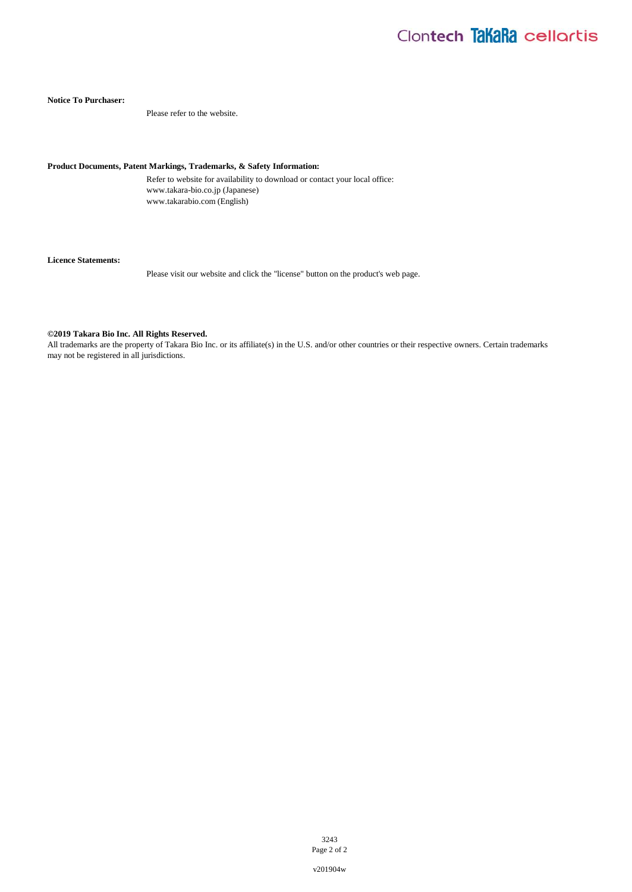**Notice To Purchaser:**

Please refer to the website.

**Product Documents, Patent Markings, Trademarks, & Safety Information:**

Refer to website for availability to download or contact your local office:
www.takara-bio.co.jp (Japanese)
www.takarabio.com (English)

**Licence Statements:**

Please visit our website and click the "license" button on the product's web page.

**©2019 Takara Bio Inc. All Rights Reserved.**
All trademarks are the property of Takara Bio Inc. or its affiliate(s) in the U.S. and/or other countries or their respective owners. Certain trademarks may not be registered in all jurisdictions.

3243

v201904w